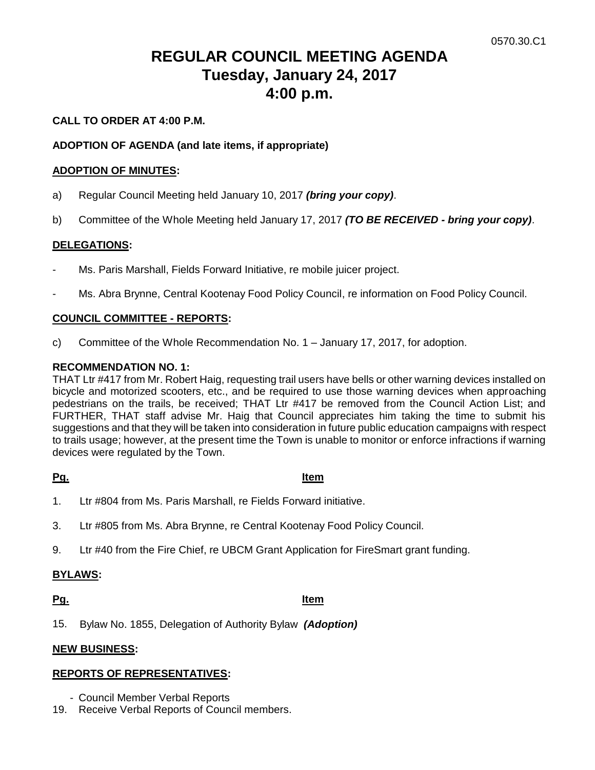0570.30.C1

# REGULAR COUNCIL MEETING AGENDA
# Tuesday, January 24, 2017
# 4:00 p.m.

**CALL TO ORDER AT 4:00 P.M.**

**ADOPTION OF AGENDA (and late items, if appropriate)**

**ADOPTION OF MINUTES:**

a) Regular Council Meeting held January 10, 2017 ***(bring your copy)***.

b) Committee of the Whole Meeting held January 17, 2017 ***(TO BE RECEIVED - bring your copy)***.

**DELEGATIONS:**

- Ms. Paris Marshall, Fields Forward Initiative, re mobile juicer project.
- Ms. Abra Brynne, Central Kootenay Food Policy Council, re information on Food Policy Council.

**COUNCIL COMMITTEE - REPORTS:**

c) Committee of the Whole Recommendation No. 1 – January 17, 2017, for adoption.

**RECOMMENDATION NO. 1:**
THAT Ltr #417 from Mr. Robert Haig, requesting trail users have bells or other warning devices installed on bicycle and motorized scooters, etc., and be required to use those warning devices when approaching pedestrians on the trails, be received; THAT Ltr #417 be removed from the Council Action List; and FURTHER, THAT staff advise Mr. Haig that Council appreciates him taking the time to submit his suggestions and that they will be taken into consideration in future public education campaigns with respect to trails usage; however, at the present time the Town is unable to monitor or enforce infractions if warning devices were regulated by the Town.

| Pg. | Item |
|---|---|
| 1. | Ltr #804 from Ms. Paris Marshall, re Fields Forward initiative. |
| 3. | Ltr #805 from Ms. Abra Brynne, re Central Kootenay Food Policy Council. |
| 9. | Ltr #40 from the Fire Chief, re UBCM Grant Application for FireSmart grant funding. |

**BYLAWS:**

| Pg. | Item |
|---|---|
| 15. | Bylaw No. 1855, Delegation of Authority Bylaw ***(Adoption)*** |

**NEW BUSINESS:**

**REPORTS OF REPRESENTATIVES:**

- Council Member Verbal Reports

19. Receive Verbal Reports of Council members.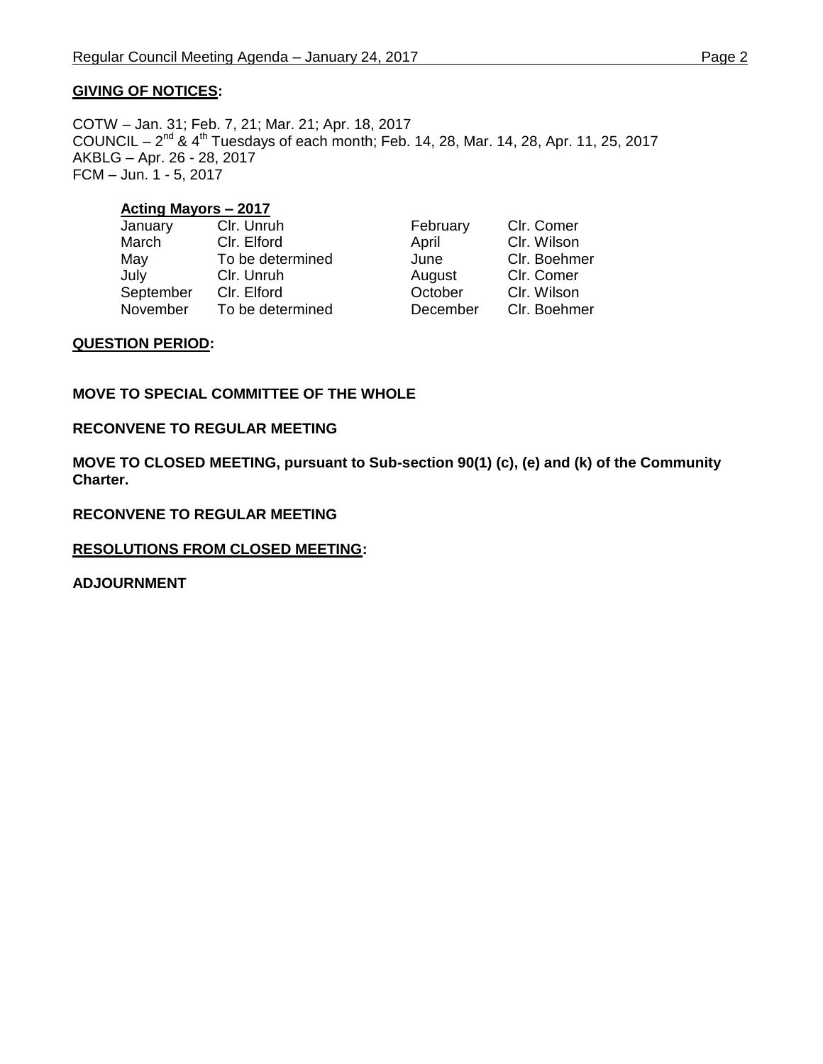**GIVING OF NOTICES:**

COTW – Jan. 31; Feb. 7, 21; Mar. 21; Apr. 18, 2017
COUNCIL – 2nd & 4th Tuesdays of each month; Feb. 14, 28, Mar. 14, 28, Apr. 11, 25, 2017
AKBLG – Apr. 26 - 28, 2017
FCM – Jun. 1 - 5, 2017

**Acting Mayors – 2017**

| | | | |
|---|---|---|---|
| January | Clr. Unruh | February | Clr. Comer |
| March | Clr. Elford | April | Clr. Wilson |
| May | To be determined | June | Clr. Boehmer |
| July | Clr. Unruh | August | Clr. Comer |
| September | Clr. Elford | October | Clr. Wilson |
| November | To be determined | December | Clr. Boehmer |

**QUESTION PERIOD:**

**MOVE TO SPECIAL COMMITTEE OF THE WHOLE**

**RECONVENE TO REGULAR MEETING**

**MOVE TO CLOSED MEETING, pursuant to Sub-section 90(1) (c), (e) and (k) of the Community Charter.**

**RECONVENE TO REGULAR MEETING**

**RESOLUTIONS FROM CLOSED MEETING:**

**ADJOURNMENT**